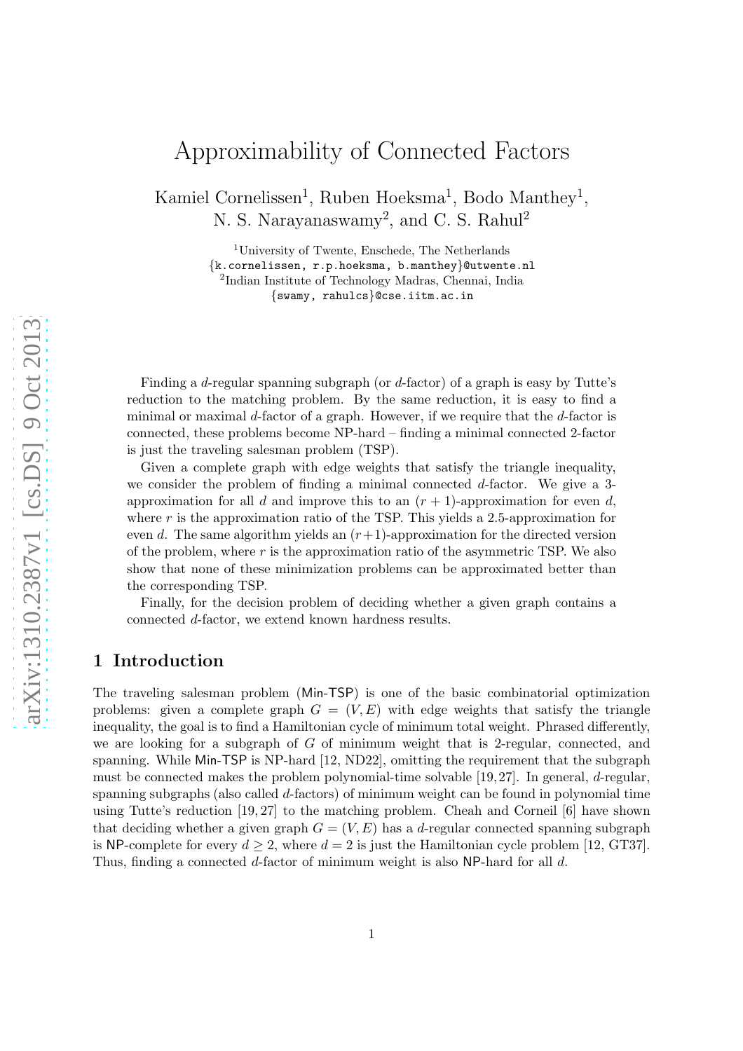# Approximability of Connected Factors

Kamiel Cornelissen[1], Ruben Hoeksma[1], Bodo Manthey[1], N. S. Narayanaswamy[2], and C. S. Rahul[2]

[1]University of Twente, Enschede, The Netherlands
{k.cornelissen, r.p.hoeksma, b.manthey}@utwente.nl
[2]Indian Institute of Technology Madras, Chennai, India
{swamy, rahulcs}@cse.iitm.ac.in

Finding a $d$-regular spanning subgraph (or $d$-factor) of a graph is easy by Tutte's reduction to the matching problem. By the same reduction, it is easy to find a minimal or maximal $d$-factor of a graph. However, if we require that the $d$-factor is connected, these problems become NP-hard – finding a minimal connected 2-factor is just the traveling salesman problem (TSP).

Given a complete graph with edge weights that satisfy the triangle inequality, we consider the problem of finding a minimal connected $d$-factor. We give a 3-approximation for all $d$ and improve this to an $(r+1)$-approximation for even $d$, where $r$ is the approximation ratio of the TSP. This yields a 2.5-approximation for even $d$. The same algorithm yields an $(r+1)$-approximation for the directed version of the problem, where $r$ is the approximation ratio of the asymmetric TSP. We also show that none of these minimization problems can be approximated better than the corresponding TSP.

Finally, for the decision problem of deciding whether a given graph contains a connected $d$-factor, we extend known hardness results.

## 1 Introduction

The traveling salesman problem (Min-TSP) is one of the basic combinatorial optimization problems: given a complete graph $G = (V, E)$ with edge weights that satisfy the triangle inequality, the goal is to find a Hamiltonian cycle of minimum total weight. Phrased differently, we are looking for a subgraph of $G$ of minimum weight that is 2-regular, connected, and spanning. While Min-TSP is NP-hard [12, ND22], omitting the requirement that the subgraph must be connected makes the problem polynomial-time solvable [19, 27]. In general, $d$-regular, spanning subgraphs (also called $d$-factors) of minimum weight can be found in polynomial time using Tutte's reduction [19, 27] to the matching problem. Cheah and Corneil [6] have shown that deciding whether a given graph $G = (V, E)$ has a $d$-regular connected spanning subgraph is NP-complete for every $d \geq 2$, where $d = 2$ is just the Hamiltonian cycle problem [12, GT37]. Thus, finding a connected $d$-factor of minimum weight is also NP-hard for all $d$.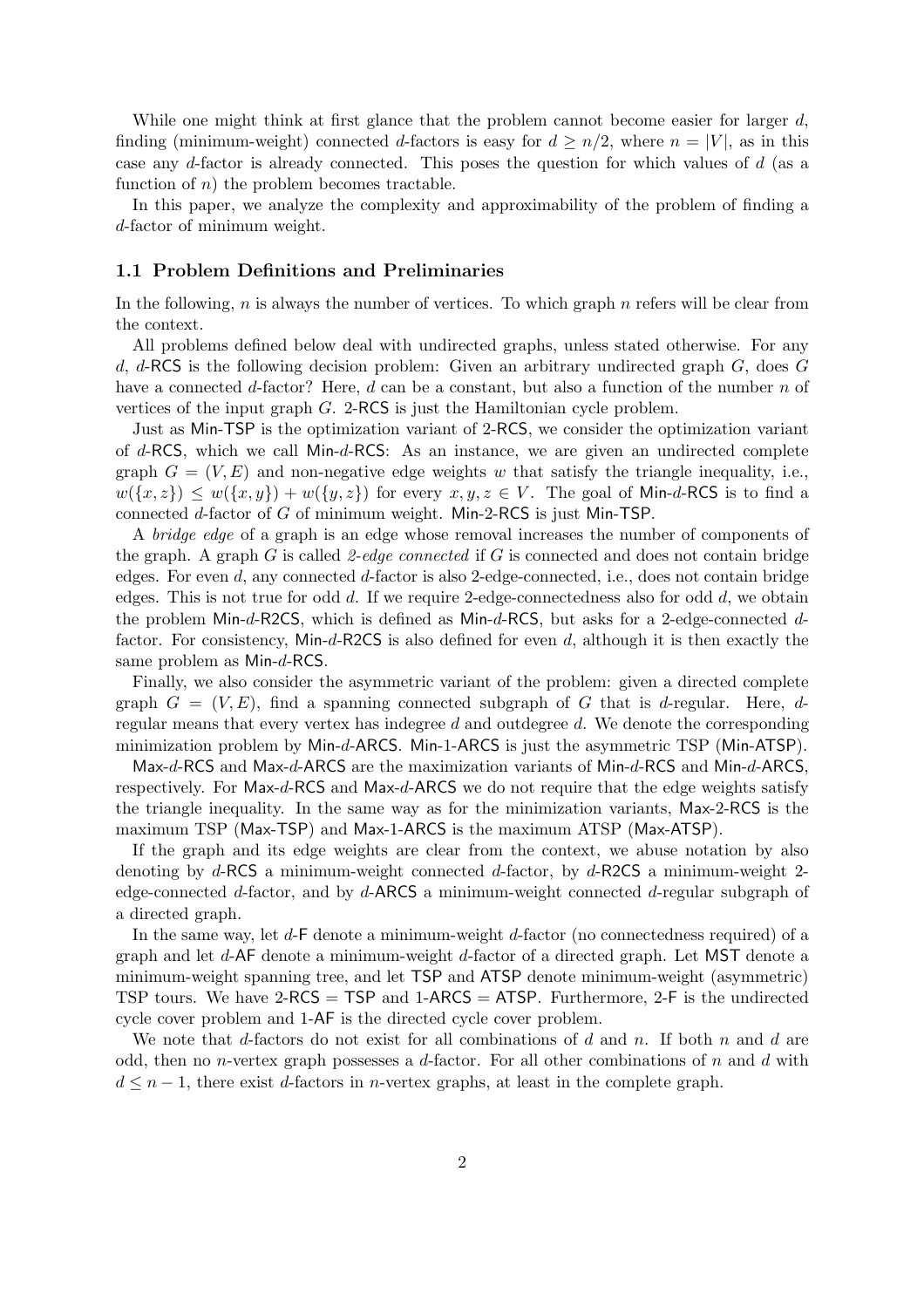While one might think at first glance that the problem cannot become easier for larger $d$, finding (minimum-weight) connected $d$-factors is easy for $d \geq n/2$, where $n = |V|$, as in this case any $d$-factor is already connected. This poses the question for which values of $d$ (as a function of $n$) the problem becomes tractable.

In this paper, we analyze the complexity and approximability of the problem of finding a $d$-factor of minimum weight.

### 1.1 Problem Definitions and Preliminaries

In the following, $n$ is always the number of vertices. To which graph $n$ refers will be clear from the context.

All problems defined below deal with undirected graphs, unless stated otherwise. For any $d$, $d$-RCS is the following decision problem: Given an arbitrary undirected graph $G$, does $G$ have a connected $d$-factor? Here, $d$ can be a constant, but also a function of the number $n$ of vertices of the input graph $G$. 2-RCS is just the Hamiltonian cycle problem.

Just as Min-TSP is the optimization variant of 2-RCS, we consider the optimization variant of $d$-RCS, which we call Min-$d$-RCS: As an instance, we are given an undirected complete graph $G = (V, E)$ and non-negative edge weights $w$ that satisfy the triangle inequality, i.e., $w(\{x, z\}) \leq w(\{x, y\}) + w(\{y, z\})$ for every $x, y, z \in V$. The goal of Min-$d$-RCS is to find a connected $d$-factor of $G$ of minimum weight. Min-2-RCS is just Min-TSP.

A *bridge edge* of a graph is an edge whose removal increases the number of components of the graph. A graph $G$ is called *2-edge connected* if $G$ is connected and does not contain bridge edges. For even $d$, any connected $d$-factor is also 2-edge-connected, i.e., does not contain bridge edges. This is not true for odd $d$. If we require 2-edge-connectedness also for odd $d$, we obtain the problem Min-$d$-R2CS, which is defined as Min-$d$-RCS, but asks for a 2-edge-connected $d$-factor. For consistency, Min-$d$-R2CS is also defined for even $d$, although it is then exactly the same problem as Min-$d$-RCS.

Finally, we also consider the asymmetric variant of the problem: given a directed complete graph $G = (V, E)$, find a spanning connected subgraph of $G$ that is $d$-regular. Here, $d$-regular means that every vertex has indegree $d$ and outdegree $d$. We denote the corresponding minimization problem by Min-$d$-ARCS. Min-1-ARCS is just the asymmetric TSP (Min-ATSP).

Max-$d$-RCS and Max-$d$-ARCS are the maximization variants of Min-$d$-RCS and Min-$d$-ARCS, respectively. For Max-$d$-RCS and Max-$d$-ARCS we do not require that the edge weights satisfy the triangle inequality. In the same way as for the minimization variants, Max-2-RCS is the maximum TSP (Max-TSP) and Max-1-ARCS is the maximum ATSP (Max-ATSP).

If the graph and its edge weights are clear from the context, we abuse notation by also denoting by $d$-RCS a minimum-weight connected $d$-factor, by $d$-R2CS a minimum-weight 2-edge-connected $d$-factor, and by $d$-ARCS a minimum-weight connected $d$-regular subgraph of a directed graph.

In the same way, let $d$-F denote a minimum-weight $d$-factor (no connectedness required) of a graph and let $d$-AF denote a minimum-weight $d$-factor of a directed graph. Let MST denote a minimum-weight spanning tree, and let TSP and ATSP denote minimum-weight (asymmetric) TSP tours. We have 2-RCS = TSP and 1-ARCS = ATSP. Furthermore, 2-F is the undirected cycle cover problem and 1-AF is the directed cycle cover problem.

We note that $d$-factors do not exist for all combinations of $d$ and $n$. If both $n$ and $d$ are odd, then no $n$-vertex graph possesses a $d$-factor. For all other combinations of $n$ and $d$ with $d \leq n - 1$, there exist $d$-factors in $n$-vertex graphs, at least in the complete graph.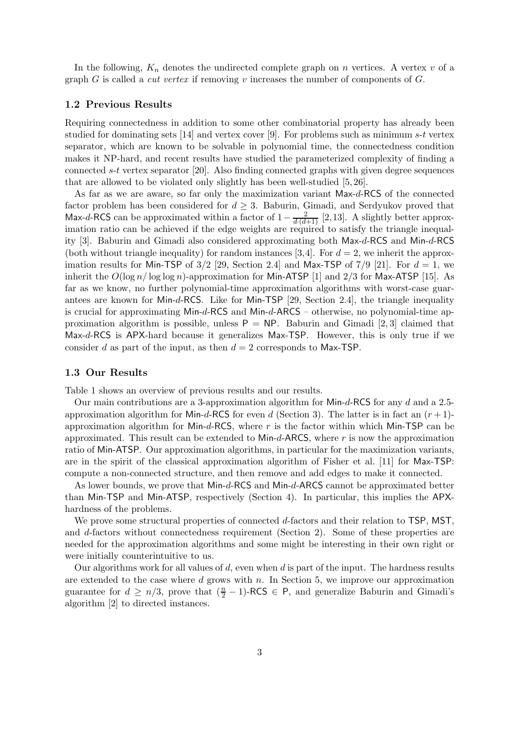In the following, $K_n$ denotes the undirected complete graph on $n$ vertices. A vertex $v$ of a graph $G$ is called a *cut vertex* if removing $v$ increases the number of components of $G$.

### 1.2 Previous Results

Requiring connectedness in addition to some other combinatorial property has already been studied for dominating sets [14] and vertex cover [9]. For problems such as minimum $s$-$t$ vertex separator, which are known to be solvable in polynomial time, the connectedness condition makes it NP-hard, and recent results have studied the parameterized complexity of finding a connected $s$-$t$ vertex separator [20]. Also finding connected graphs with given degree sequences that are allowed to be violated only slightly has been well-studied [5, 26].

As far as we are aware, so far only the maximization variant Max-$d$-RCS of the connected factor problem has been considered for $d \geq 3$. Baburin, Gimadi, and Serdyukov proved that Max-$d$-RCS can be approximated within a factor of $1 - \frac{2}{d \cdot (d+1)}$ [2,13]. A slightly better approximation ratio can be achieved if the edge weights are required to satisfy the triangle inequality [3]. Baburin and Gimadi also considered approximating both Max-$d$-RCS and Min-$d$-RCS (both without triangle inequality) for random instances [3,4]. For $d = 2$, we inherit the approximation results for Min-TSP of $3/2$ [29, Section 2.4] and Max-TSP of $7/9$ [21]. For $d = 1$, we inherit the $O(\log n / \log\log n)$-approximation for Min-ATSP [1] and $2/3$ for Max-ATSP [15]. As far as we know, no further polynomial-time approximation algorithms with worst-case guarantees are known for Min-$d$-RCS. Like for Min-TSP [29, Section 2.4], the triangle inequality is crucial for approximating Min-$d$-RCS and Min-$d$-ARCS – otherwise, no polynomial-time approximation algorithm is possible, unless P = NP. Baburin and Gimadi [2, 3] claimed that Max-$d$-RCS is APX-hard because it generalizes Max-TSP. However, this is only true if we consider $d$ as part of the input, as then $d = 2$ corresponds to Max-TSP.

### 1.3 Our Results

Table 1 shows an overview of previous results and our results.

Our main contributions are a 3-approximation algorithm for Min-$d$-RCS for any $d$ and a 2.5-approximation algorithm for Min-$d$-RCS for even $d$ (Section 3). The latter is in fact an $(r+1)$-approximation algorithm for Min-$d$-RCS, where $r$ is the factor within which Min-TSP can be approximated. This result can be extended to Min-$d$-ARCS, where $r$ is now the approximation ratio of Min-ATSP. Our approximation algorithms, in particular for the maximization variants, are in the spirit of the classical approximation algorithm of Fisher et al. [11] for Max-TSP: compute a non-connected structure, and then remove and add edges to make it connected.

As lower bounds, we prove that Min-$d$-RCS and Min-$d$-ARCS cannot be approximated better than Min-TSP and Min-ATSP, respectively (Section 4). In particular, this implies the APX-hardness of the problems.

We prove some structural properties of connected $d$-factors and their relation to TSP, MST, and $d$-factors without connectedness requirement (Section 2). Some of these properties are needed for the approximation algorithms and some might be interesting in their own right or were initially counterintuitive to us.

Our algorithms work for all values of $d$, even when $d$ is part of the input. The hardness results are extended to the case where $d$ grows with $n$. In Section 5, we improve our approximation guarantee for $d \geq n/3$, prove that $(\frac{n}{2} - 1)$-RCS $\in$ P, and generalize Baburin and Gimadi's algorithm [2] to directed instances.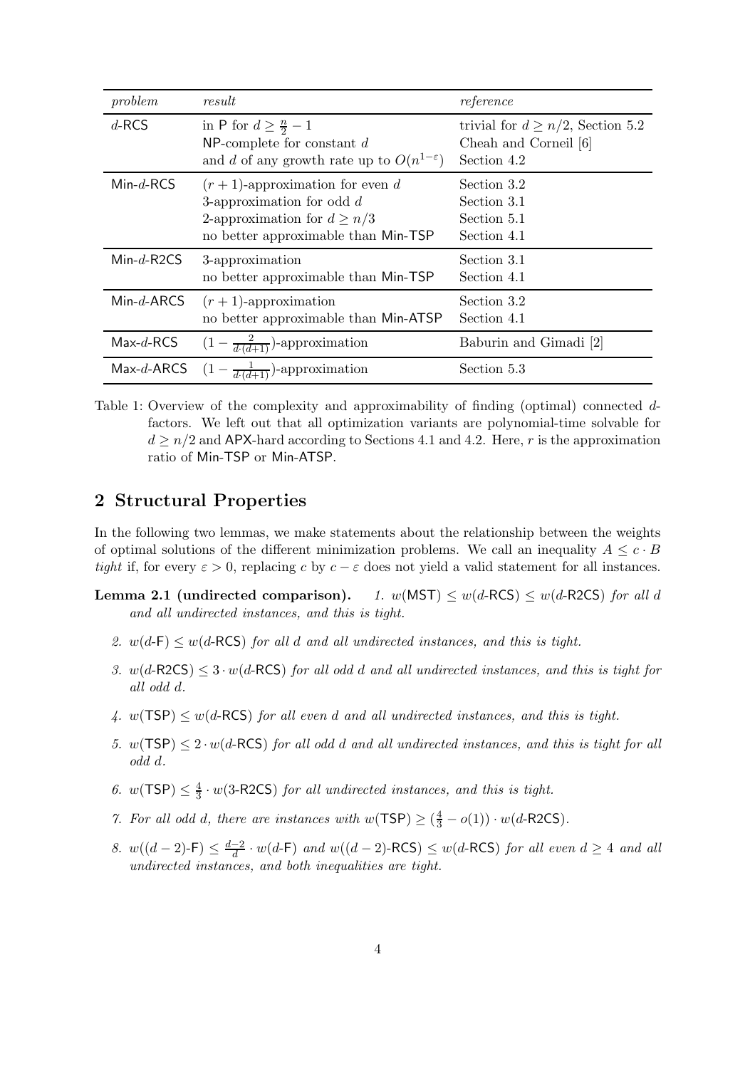| *problem* | *result* | *reference* |
|---|---|---|
| $d$-RCS | in P for $d \geq \frac{n}{2} - 1$<br>NP-complete for constant $d$<br>and $d$ of any growth rate up to $O(n^{1-\varepsilon})$ | trivial for $d \geq n/2$, Section 5.2<br>Cheah and Corneil [6]<br>Section 4.2 |
| Min-$d$-RCS | $(r+1)$-approximation for even $d$<br>3-approximation for odd $d$<br>2-approximation for $d \geq n/3$<br>no better approximable than Min-TSP | Section 3.2<br>Section 3.1<br>Section 5.1<br>Section 4.1 |
| Min-$d$-R2CS | 3-approximation<br>no better approximable than Min-TSP | Section 3.1<br>Section 4.1 |
| Min-$d$-ARCS | $(r+1)$-approximation<br>no better approximable than Min-ATSP | Section 3.2<br>Section 4.1 |
| Max-$d$-RCS | $(1 - \frac{2}{d \cdot (d+1)})$-approximation | Baburin and Gimadi [2] |
| Max-$d$-ARCS | $(1 - \frac{1}{d \cdot (d+1)})$-approximation | Section 5.3 |

Table 1: Overview of the complexity and approximability of finding (optimal) connected $d$-factors. We left out that all optimization variants are polynomial-time solvable for $d \geq n/2$ and APX-hard according to Sections 4.1 and 4.2. Here, $r$ is the approximation ratio of Min-TSP or Min-ATSP.

## 2 Structural Properties

In the following two lemmas, we make statements about the relationship between the weights of optimal solutions of the different minimization problems. We call an inequality $A \leq c \cdot B$ *tight* if, for every $\varepsilon > 0$, replacing $c$ by $c - \varepsilon$ does not yield a valid statement for all instances.

**Lemma 2.1 (undirected comparison).** *1. $w(\mathsf{MST}) \leq w(d\text{-}\mathsf{RCS}) \leq w(d\text{-}\mathsf{R2CS})$ for all $d$ and all undirected instances, and this is tight.*

*2. $w(d\text{-}\mathsf{F}) \leq w(d\text{-}\mathsf{RCS})$ for all $d$ and all undirected instances, and this is tight.*

*3. $w(d\text{-}\mathsf{R2CS}) \leq 3 \cdot w(d\text{-}\mathsf{RCS})$ for all odd $d$ and all undirected instances, and this is tight for all odd $d$.*

*4. $w(\mathsf{TSP}) \leq w(d\text{-}\mathsf{RCS})$ for all even $d$ and all undirected instances, and this is tight.*

*5. $w(\mathsf{TSP}) \leq 2 \cdot w(d\text{-}\mathsf{RCS})$ for all odd $d$ and all undirected instances, and this is tight for all odd $d$.*

*6. $w(\mathsf{TSP}) \leq \frac{4}{3} \cdot w(3\text{-}\mathsf{R2CS})$ for all undirected instances, and this is tight.*

*7. For all odd $d$, there are instances with $w(\mathsf{TSP}) \geq (\frac{4}{3} - o(1)) \cdot w(d\text{-}\mathsf{R2CS})$.*

*8. $w((d-2)\text{-}\mathsf{F}) \leq \frac{d-2}{d} \cdot w(d\text{-}\mathsf{F})$ and $w((d-2)\text{-}\mathsf{RCS}) \leq w(d\text{-}\mathsf{RCS})$ for all even $d \geq 4$ and all undirected instances, and both inequalities are tight.*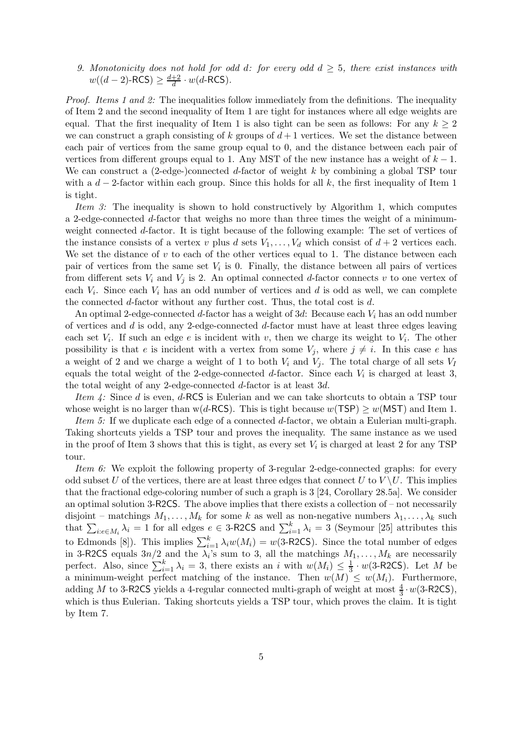9. *Monotonicity does not hold for odd $d$: for every odd $d \geq 5$, there exist instances with $w((d-2)\text{-RCS}) \geq \frac{d+2}{d} \cdot w(d\text{-RCS})$.*

*Proof. Items 1 and 2:* The inequalities follow immediately from the definitions. The inequality of Item 2 and the second inequality of Item 1 are tight for instances where all edge weights are equal. That the first inequality of Item 1 is also tight can be seen as follows: For any $k \geq 2$ we can construct a graph consisting of $k$ groups of $d+1$ vertices. We set the distance between each pair of vertices from the same group equal to 0, and the distance between each pair of vertices from different groups equal to 1. Any MST of the new instance has a weight of $k-1$. We can construct a (2-edge-)connected $d$-factor of weight $k$ by combining a global TSP tour with a $d-2$-factor within each group. Since this holds for all $k$, the first inequality of Item 1 is tight.

*Item 3:* The inequality is shown to hold constructively by Algorithm 1, which computes a 2-edge-connected $d$-factor that weighs no more than three times the weight of a minimum-weight connected $d$-factor. It is tight because of the following example: The set of vertices of the instance consists of a vertex $v$ plus $d$ sets $V_1, \ldots, V_d$ which consist of $d+2$ vertices each. We set the distance of $v$ to each of the other vertices equal to 1. The distance between each pair of vertices from the same set $V_i$ is 0. Finally, the distance between all pairs of vertices from different sets $V_i$ and $V_j$ is 2. An optimal connected $d$-factor connects $v$ to one vertex of each $V_i$. Since each $V_i$ has an odd number of vertices and $d$ is odd as well, we can complete the connected $d$-factor without any further cost. Thus, the total cost is $d$.

An optimal 2-edge-connected $d$-factor has a weight of $3d$: Because each $V_i$ has an odd number of vertices and $d$ is odd, any 2-edge-connected $d$-factor must have at least three edges leaving each set $V_i$. If such an edge $e$ is incident with $v$, then we charge its weight to $V_i$. The other possibility is that $e$ is incident with a vertex from some $V_j$, where $j \neq i$. In this case $e$ has a weight of 2 and we charge a weight of 1 to both $V_i$ and $V_j$. The total charge of all sets $V_I$ equals the total weight of the 2-edge-connected $d$-factor. Since each $V_i$ is charged at least 3, the total weight of any 2-edge-connected $d$-factor is at least $3d$.

*Item 4:* Since $d$ is even, $d$-RCS is Eulerian and we can take shortcuts to obtain a TSP tour whose weight is no larger than w($d$-RCS). This is tight because $w(\text{TSP}) \geq w(\text{MST})$ and Item 1.

*Item 5:* If we duplicate each edge of a connected $d$-factor, we obtain a Eulerian multi-graph. Taking shortcuts yields a TSP tour and proves the inequality. The same instance as we used in the proof of Item 3 shows that this is tight, as every set $V_i$ is charged at least 2 for any TSP tour.

*Item 6:* We exploit the following property of 3-regular 2-edge-connected graphs: for every odd subset $U$ of the vertices, there are at least three edges that connect $U$ to $V \setminus U$. This implies that the fractional edge-coloring number of such a graph is 3 [24, Corollary 28.5a]. We consider an optimal solution 3-R2CS. The above implies that there exists a collection of – not necessarily disjoint – matchings $M_1, \ldots, M_k$ for some $k$ as well as non-negative numbers $\lambda_1, \ldots, \lambda_k$ such that $\sum_{i: e \in M_i} \lambda_i = 1$ for all edges $e \in$ 3-R2CS and $\sum_{i=1}^{k} \lambda_i = 3$ (Seymour [25] attributes this to Edmonds [8]). This implies $\sum_{i=1}^{k} \lambda_i w(M_i) = w(\text{3-R2CS})$. Since the total number of edges in 3-R2CS equals $3n/2$ and the $\lambda_i$'s sum to 3, all the matchings $M_1, \ldots, M_k$ are necessarily perfect. Also, since $\sum_{i=1}^{k} \lambda_i = 3$, there exists an $i$ with $w(M_i) \leq \frac{1}{3} \cdot w(\text{3-R2CS})$. Let $M$ be a minimum-weight perfect matching of the instance. Then $w(M) \leq w(M_i)$. Furthermore, adding $M$ to 3-R2CS yields a 4-regular connected multi-graph of weight at most $\frac{4}{3} \cdot w(\text{3-R2CS})$, which is thus Eulerian. Taking shortcuts yields a TSP tour, which proves the claim. It is tight by Item 7.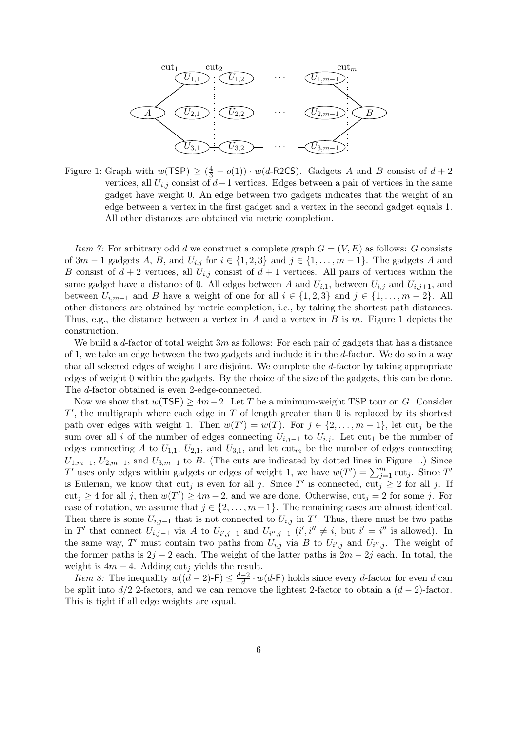Figure 1: Graph with $w(\mathsf{TSP}) \geq (\frac{4}{3} - o(1)) \cdot w(d\text{-}\mathsf{R2CS})$. Gadgets $A$ and $B$ consist of $d+2$ vertices, all $U_{i,j}$ consist of $d+1$ vertices. Edges between a pair of vertices in the same gadget have weight 0. An edge between two gadgets indicates that the weight of an edge between a vertex in the first gadget and a vertex in the second gadget equals 1. All other distances are obtained via metric completion.

*Item 7:* For arbitrary odd $d$ we construct a complete graph $G = (V, E)$ as follows: $G$ consists of $3m - 1$ gadgets $A$, $B$, and $U_{i,j}$ for $i \in \{1, 2, 3\}$ and $j \in \{1, \ldots, m-1\}$. The gadgets $A$ and $B$ consist of $d + 2$ vertices, all $U_{i,j}$ consist of $d + 1$ vertices. All pairs of vertices within the same gadget have a distance of 0. All edges between $A$ and $U_{i,1}$, between $U_{i,j}$ and $U_{i,j+1}$, and between $U_{i,m-1}$ and $B$ have a weight of one for all $i \in \{1, 2, 3\}$ and $j \in \{1, \ldots, m-2\}$. All other distances are obtained by metric completion, i.e., by taking the shortest path distances. Thus, e.g., the distance between a vertex in $A$ and a vertex in $B$ is $m$. Figure 1 depicts the construction.

We build a $d$-factor of total weight $3m$ as follows: For each pair of gadgets that has a distance of 1, we take an edge between the two gadgets and include it in the $d$-factor. We do so in a way that all selected edges of weight 1 are disjoint. We complete the $d$-factor by taking appropriate edges of weight 0 within the gadgets. By the choice of the size of the gadgets, this can be done. The $d$-factor obtained is even 2-edge-connected.

Now we show that $w(\mathsf{TSP}) \geq 4m-2$. Let $T$ be a minimum-weight TSP tour on $G$. Consider $T'$, the multigraph where each edge in $T$ of length greater than 0 is replaced by its shortest path over edges with weight 1. Then $w(T') = w(T)$. For $j \in \{2, \ldots, m-1\}$, let $\text{cut}_j$ be the sum over all $i$ of the number of edges connecting $U_{i,j-1}$ to $U_{i,j}$. Let $\text{cut}_1$ be the number of edges connecting $A$ to $U_{1,1}$, $U_{2,1}$, and $U_{3,1}$, and let $\text{cut}_m$ be the number of edges connecting $U_{1,m-1}$, $U_{2,m-1}$, and $U_{3,m-1}$ to $B$. (The cuts are indicated by dotted lines in Figure 1.) Since $T'$ uses only edges within gadgets or edges of weight 1, we have $w(T') = \sum_{j=1}^{m} \text{cut}_j$. Since $T'$ is Eulerian, we know that $\text{cut}_j$ is even for all $j$. Since $T'$ is connected, $\text{cut}_j \geq 2$ for all $j$. If $\text{cut}_j \geq 4$ for all $j$, then $w(T') \geq 4m-2$, and we are done. Otherwise, $\text{cut}_j = 2$ for some $j$. For ease of notation, we assume that $j \in \{2, \ldots, m-1\}$. The remaining cases are almost identical. Then there is some $U_{i,j-1}$ that is not connected to $U_{i,j}$ in $T'$. Thus, there must be two paths in $T'$ that connect $U_{i,j-1}$ via $A$ to $U_{i',j-1}$ and $U_{i'',j-1}$ ($i', i'' \neq i$, but $i' = i''$ is allowed). In the same way, $T'$ must contain two paths from $U_{i,j}$ via $B$ to $U_{i',j}$ and $U_{i'',j}$. The weight of the former paths is $2j - 2$ each. The weight of the latter paths is $2m - 2j$ each. In total, the weight is $4m - 4$. Adding $\text{cut}_j$ yields the result.

*Item 8:* The inequality $w((d-2)\text{-}\mathsf{F}) \leq \frac{d-2}{d} \cdot w(d\text{-}\mathsf{F})$ holds since every $d$-factor for even $d$ can be split into $d/2$ 2-factors, and we can remove the lightest 2-factor to obtain a $(d-2)$-factor. This is tight if all edge weights are equal.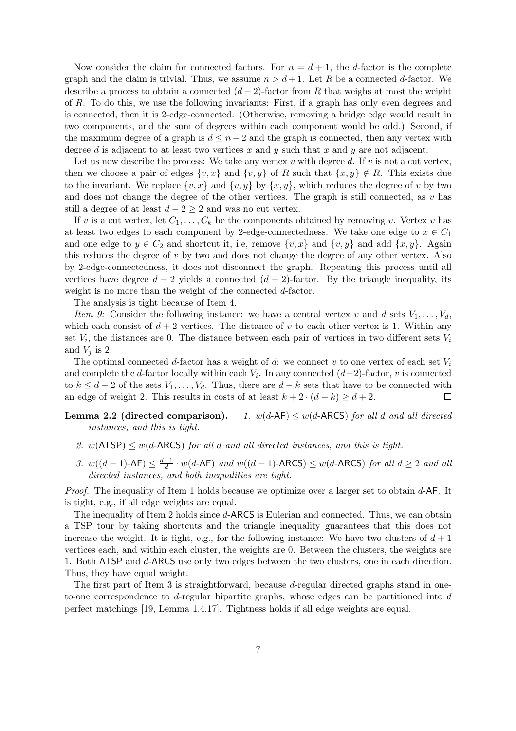Now consider the claim for connected factors. For $n = d + 1$, the $d$-factor is the complete graph and the claim is trivial. Thus, we assume $n > d + 1$. Let $R$ be a connected $d$-factor. We describe a process to obtain a connected $(d - 2)$-factor from $R$ that weighs at most the weight of $R$. To do this, we use the following invariants: First, if a graph has only even degrees and is connected, then it is 2-edge-connected. (Otherwise, removing a bridge edge would result in two components, and the sum of degrees within each component would be odd.) Second, if the maximum degree of a graph is $d \leq n - 2$ and the graph is connected, then any vertex with degree $d$ is adjacent to at least two vertices $x$ and $y$ such that $x$ and $y$ are not adjacent.

Let us now describe the process: We take any vertex $v$ with degree $d$. If $v$ is not a cut vertex, then we choose a pair of edges $\{v, x\}$ and $\{v, y\}$ of $R$ such that $\{x, y\} \notin R$. This exists due to the invariant. We replace $\{v, x\}$ and $\{v, y\}$ by $\{x, y\}$, which reduces the degree of $v$ by two and does not change the degree of the other vertices. The graph is still connected, as $v$ has still a degree of at least $d - 2 \geq 2$ and was no cut vertex.

If $v$ is a cut vertex, let $C_1, \ldots, C_k$ be the components obtained by removing $v$. Vertex $v$ has at least two edges to each component by 2-edge-connectedness. We take one edge to $x \in C_1$ and one edge to $y \in C_2$ and shortcut it, i.e, remove $\{v, x\}$ and $\{v, y\}$ and add $\{x, y\}$. Again this reduces the degree of $v$ by two and does not change the degree of any other vertex. Also by 2-edge-connectedness, it does not disconnect the graph. Repeating this process until all vertices have degree $d - 2$ yields a connected $(d - 2)$-factor. By the triangle inequality, its weight is no more than the weight of the connected $d$-factor.

The analysis is tight because of Item 4.

*Item 9:* Consider the following instance: we have a central vertex $v$ and $d$ sets $V_1, \ldots, V_d$, which each consist of $d + 2$ vertices. The distance of $v$ to each other vertex is 1. Within any set $V_i$, the distances are 0. The distance between each pair of vertices in two different sets $V_i$ and $V_j$ is 2.

The optimal connected $d$-factor has a weight of $d$: we connect $v$ to one vertex of each set $V_i$ and complete the $d$-factor locally within each $V_i$. In any connected $(d-2)$-factor, $v$ is connected to $k \leq d - 2$ of the sets $V_1, \ldots, V_d$. Thus, there are $d - k$ sets that have to be connected with an edge of weight 2. This results in costs of at least $k + 2 \cdot (d - k) \geq d + 2$. ◻

**Lemma 2.2 (directed comparison).** *1. $w(d\text{-AF}) \leq w(d\text{-ARCS})$ for all $d$ and all directed instances, and this is tight.*

*2. $w(\text{ATSP}) \leq w(d\text{-ARCS})$ for all $d$ and all directed instances, and this is tight.*

*3. $w((d-1)\text{-AF}) \leq \frac{d-1}{d} \cdot w(d\text{-AF})$ and $w((d-1)\text{-ARCS}) \leq w(d\text{-ARCS})$ for all $d \geq 2$ and all directed instances, and both inequalities are tight.*

*Proof.* The inequality of Item 1 holds because we optimize over a larger set to obtain $d$-AF. It is tight, e.g., if all edge weights are equal.

The inequality of Item 2 holds since $d$-ARCS is Eulerian and connected. Thus, we can obtain a TSP tour by taking shortcuts and the triangle inequality guarantees that this does not increase the weight. It is tight, e.g., for the following instance: We have two clusters of $d + 1$ vertices each, and within each cluster, the weights are 0. Between the clusters, the weights are 1. Both ATSP and $d$-ARCS use only two edges between the two clusters, one in each direction. Thus, they have equal weight.

The first part of Item 3 is straightforward, because $d$-regular directed graphs stand in one-to-one correspondence to $d$-regular bipartite graphs, whose edges can be partitioned into $d$ perfect matchings [19, Lemma 1.4.17]. Tightness holds if all edge weights are equal.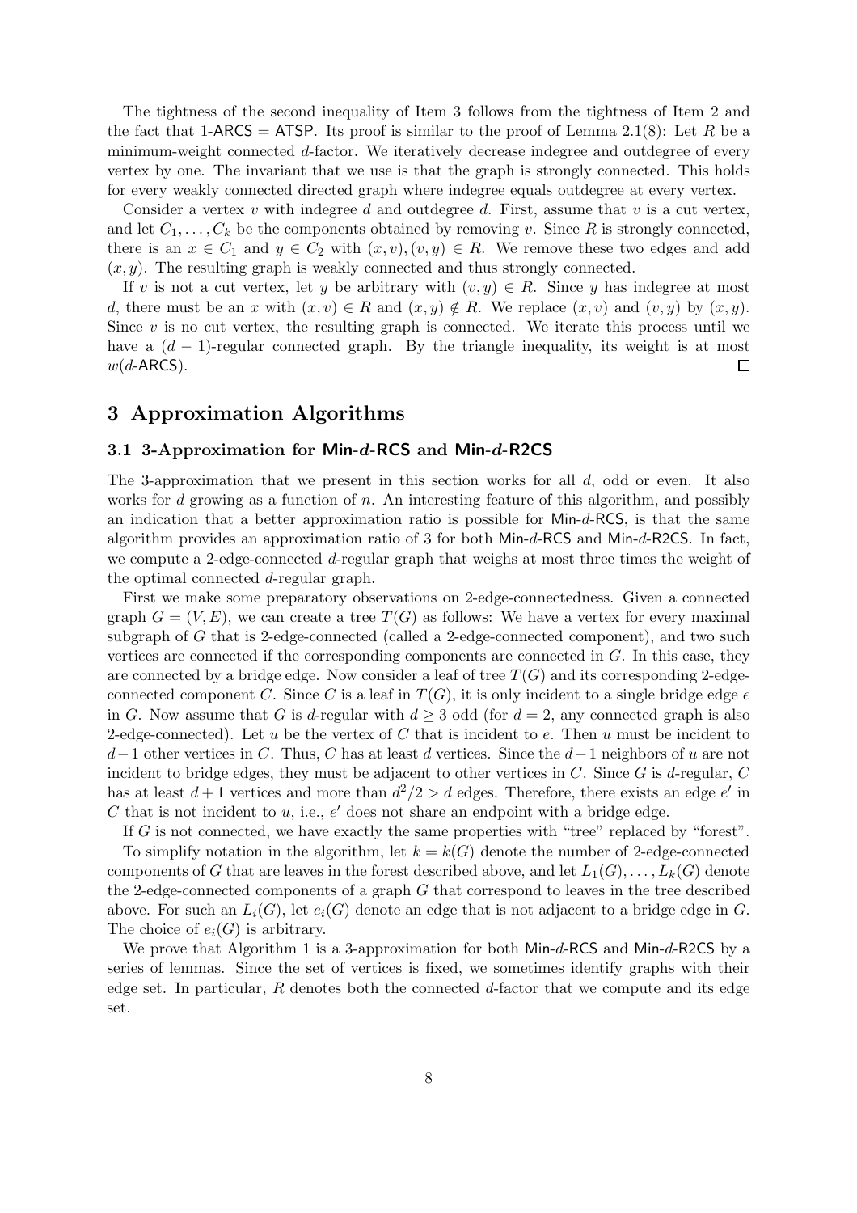The tightness of the second inequality of Item 3 follows from the tightness of Item 2 and the fact that 1-ARCS = ATSP. Its proof is similar to the proof of Lemma 2.1(8): Let $R$ be a minimum-weight connected $d$-factor. We iteratively decrease indegree and outdegree of every vertex by one. The invariant that we use is that the graph is strongly connected. This holds for every weakly connected directed graph where indegree equals outdegree at every vertex.

Consider a vertex $v$ with indegree $d$ and outdegree $d$. First, assume that $v$ is a cut vertex, and let $C_1, \ldots, C_k$ be the components obtained by removing $v$. Since $R$ is strongly connected, there is an $x \in C_1$ and $y \in C_2$ with $(x, v), (v, y) \in R$. We remove these two edges and add $(x, y)$. The resulting graph is weakly connected and thus strongly connected.

If $v$ is not a cut vertex, let $y$ be arbitrary with $(v, y) \in R$. Since $y$ has indegree at most $d$, there must be an $x$ with $(x, v) \in R$ and $(x, y) \notin R$. We replace $(x, v)$ and $(v, y)$ by $(x, y)$. Since $v$ is no cut vertex, the resulting graph is connected. We iterate this process until we have a $(d-1)$-regular connected graph. By the triangle inequality, its weight is at most $w(d\text{-ARCS})$. □

# 3 Approximation Algorithms

## 3.1 3-Approximation for Min-$d$-RCS and Min-$d$-R2CS

The 3-approximation that we present in this section works for all $d$, odd or even. It also works for $d$ growing as a function of $n$. An interesting feature of this algorithm, and possibly an indication that a better approximation ratio is possible for Min-$d$-RCS, is that the same algorithm provides an approximation ratio of 3 for both Min-$d$-RCS and Min-$d$-R2CS. In fact, we compute a 2-edge-connected $d$-regular graph that weighs at most three times the weight of the optimal connected $d$-regular graph.

First we make some preparatory observations on 2-edge-connectedness. Given a connected graph $G = (V, E)$, we can create a tree $T(G)$ as follows: We have a vertex for every maximal subgraph of $G$ that is 2-edge-connected (called a 2-edge-connected component), and two such vertices are connected if the corresponding components are connected in $G$. In this case, they are connected by a bridge edge. Now consider a leaf of tree $T(G)$ and its corresponding 2-edge-connected component $C$. Since $C$ is a leaf in $T(G)$, it is only incident to a single bridge edge $e$ in $G$. Now assume that $G$ is $d$-regular with $d \geq 3$ odd (for $d = 2$, any connected graph is also 2-edge-connected). Let $u$ be the vertex of $C$ that is incident to $e$. Then $u$ must be incident to $d-1$ other vertices in $C$. Thus, $C$ has at least $d$ vertices. Since the $d-1$ neighbors of $u$ are not incident to bridge edges, they must be adjacent to other vertices in $C$. Since $G$ is $d$-regular, $C$ has at least $d+1$ vertices and more than $d^2/2 > d$ edges. Therefore, there exists an edge $e'$ in $C$ that is not incident to $u$, i.e., $e'$ does not share an endpoint with a bridge edge.

If $G$ is not connected, we have exactly the same properties with "tree" replaced by "forest".

To simplify notation in the algorithm, let $k = k(G)$ denote the number of 2-edge-connected components of $G$ that are leaves in the forest described above, and let $L_1(G), \ldots, L_k(G)$ denote the 2-edge-connected components of a graph $G$ that correspond to leaves in the tree described above. For such an $L_i(G)$, let $e_i(G)$ denote an edge that is not adjacent to a bridge edge in $G$. The choice of $e_i(G)$ is arbitrary.

We prove that Algorithm 1 is a 3-approximation for both Min-$d$-RCS and Min-$d$-R2CS by a series of lemmas. Since the set of vertices is fixed, we sometimes identify graphs with their edge set. In particular, $R$ denotes both the connected $d$-factor that we compute and its edge set.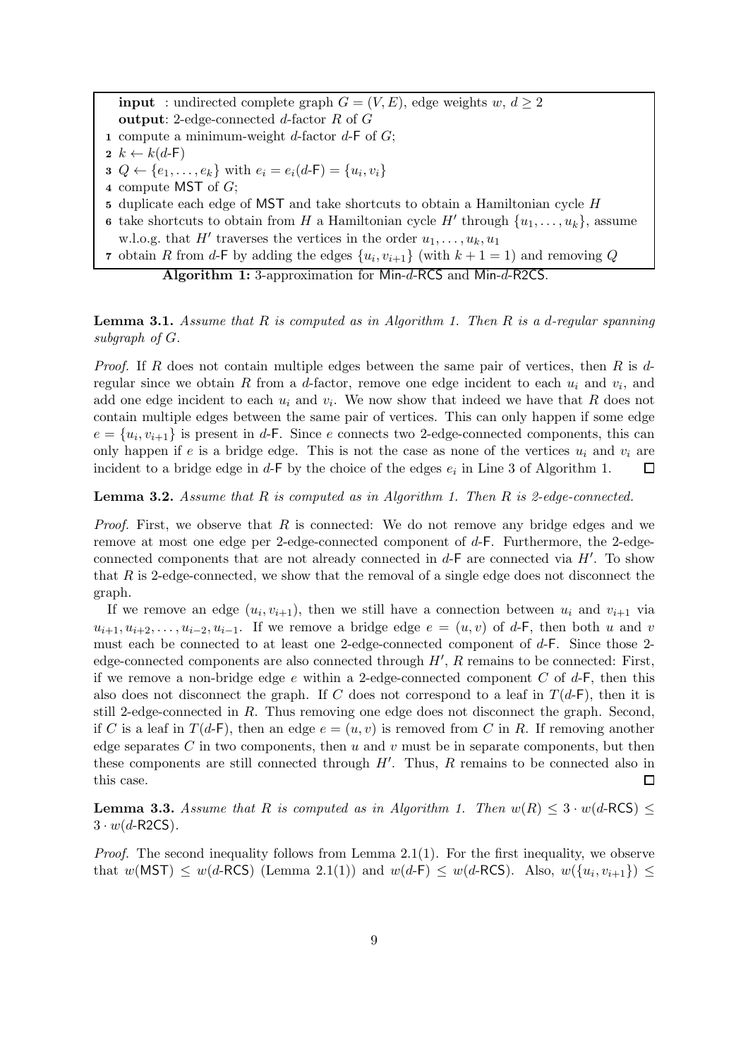```
input  : undirected complete graph G = (V, E), edge weights w, d ≥ 2
output: 2-edge-connected d-factor R of G
1 compute a minimum-weight d-factor d-F of G;
2 k ← k(d-F)
3 Q ← {e_1, ..., e_k} with e_i = e_i(d-F) = {u_i, v_i}
4 compute MST of G;
5 duplicate each edge of MST and take shortcuts to obtain a Hamiltonian cycle H
6 take shortcuts to obtain from H a Hamiltonian cycle H' through {u_1, ..., u_k}, assume
  w.l.o.g. that H' traverses the vertices in the order u_1, ..., u_k, u_1
7 obtain R from d-F by adding the edges {u_i, v_{i+1}} (with k + 1 = 1) and removing Q
```

**Algorithm 1:** 3-approximation for Min-$d$-RCS and Min-$d$-R2CS.

**Lemma 3.1.** *Assume that $R$ is computed as in Algorithm 1. Then $R$ is a $d$-regular spanning subgraph of $G$.*

*Proof.* If $R$ does not contain multiple edges between the same pair of vertices, then $R$ is $d$-regular since we obtain $R$ from a $d$-factor, remove one edge incident to each $u_i$ and $v_i$, and add one edge incident to each $u_i$ and $v_i$. We now show that indeed we have that $R$ does not contain multiple edges between the same pair of vertices. This can only happen if some edge $e = \{u_i, v_{i+1}\}$ is present in $d$-F. Since $e$ connects two 2-edge-connected components, this can only happen if $e$ is a bridge edge. This is not the case as none of the vertices $u_i$ and $v_i$ are incident to a bridge edge in $d$-F by the choice of the edges $e_i$ in Line 3 of Algorithm 1. □

**Lemma 3.2.** *Assume that $R$ is computed as in Algorithm 1. Then $R$ is 2-edge-connected.*

*Proof.* First, we observe that $R$ is connected: We do not remove any bridge edges and we remove at most one edge per 2-edge-connected component of $d$-F. Furthermore, the 2-edge-connected components that are not already connected in $d$-F are connected via $H'$. To show that $R$ is 2-edge-connected, we show that the removal of a single edge does not disconnect the graph.

If we remove an edge $(u_i, v_{i+1})$, then we still have a connection between $u_i$ and $v_{i+1}$ via $u_{i+1}, u_{i+2}, \ldots, u_{i-2}, u_{i-1}$. If we remove a bridge edge $e = (u, v)$ of $d$-F, then both $u$ and $v$ must each be connected to at least one 2-edge-connected component of $d$-F. Since those 2-edge-connected components are also connected through $H'$, $R$ remains to be connected: First, if we remove a non-bridge edge $e$ within a 2-edge-connected component $C$ of $d$-F, then this also does not disconnect the graph. If $C$ does not correspond to a leaf in $T(d\text{-F})$, then it is still 2-edge-connected in $R$. Thus removing one edge does not disconnect the graph. Second, if $C$ is a leaf in $T(d\text{-F})$, then an edge $e = (u, v)$ is removed from $C$ in $R$. If removing another edge separates $C$ in two components, then $u$ and $v$ must be in separate components, but then these components are still connected through $H'$. Thus, $R$ remains to be connected also in this case. □

**Lemma 3.3.** *Assume that $R$ is computed as in Algorithm 1. Then $w(R) \leq 3 \cdot w(d\text{-RCS}) \leq 3 \cdot w(d\text{-R2CS})$.*

*Proof.* The second inequality follows from Lemma 2.1(1). For the first inequality, we observe that $w(\mathsf{MST}) \leq w(d\text{-RCS})$ (Lemma 2.1(1)) and $w(d\text{-F}) \leq w(d\text{-RCS})$. Also, $w(\{u_i, v_{i+1}\}) \leq$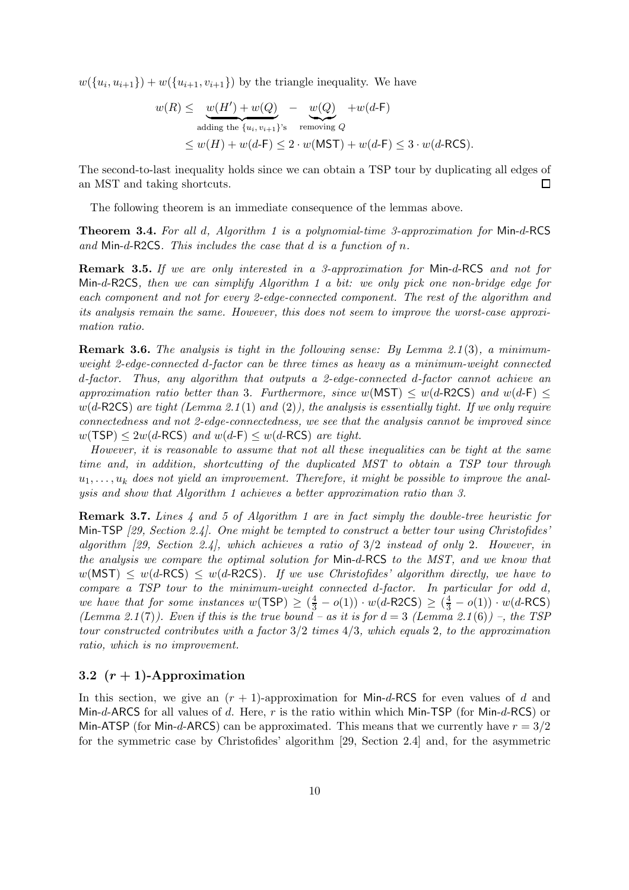$w(\{u_i, u_{i+1}\}) + w(\{u_{i+1}, v_{i+1}\})$ by the triangle inequality. We have

$$w(R) \leq \underbrace{w(H') + w(Q)}_{\text{adding the } \{u_i, v_{i+1}\}\text{'s}} - \underbrace{w(Q)}_{\text{removing } Q} + w(d\text{-}\mathsf{F})$$
$$\leq w(H) + w(d\text{-}\mathsf{F}) \leq 2 \cdot w(\mathsf{MST}) + w(d\text{-}\mathsf{F}) \leq 3 \cdot w(d\text{-}\mathsf{RCS}).$$

The second-to-last inequality holds since we can obtain a TSP tour by duplicating all edges of an MST and taking shortcuts. □

The following theorem is an immediate consequence of the lemmas above.

**Theorem 3.4.** *For all $d$, Algorithm 1 is a polynomial-time 3-approximation for* Min-$d$-RCS *and* Min-$d$-R2CS*. This includes the case that $d$ is a function of $n$.*

**Remark 3.5.** *If we are only interested in a 3-approximation for* Min-$d$-RCS *and not for* Min-$d$-R2CS*, then we can simplify Algorithm 1 a bit: we only pick one non-bridge edge for each component and not for every 2-edge-connected component. The rest of the algorithm and its analysis remain the same. However, this does not seem to improve the worst-case approximation ratio.*

**Remark 3.6.** *The analysis is tight in the following sense: By Lemma 2.1(3), a minimum-weight 2-edge-connected $d$-factor can be three times as heavy as a minimum-weight connected $d$-factor. Thus, any algorithm that outputs a 2-edge-connected $d$-factor cannot achieve an approximation ratio better than 3. Furthermore, since $w(\mathsf{MST}) \leq w(d\text{-}\mathsf{R2CS})$ and $w(d\text{-}\mathsf{F}) \leq w(d\text{-}\mathsf{R2CS})$ are tight (Lemma 2.1(1) and (2)), the analysis is essentially tight. If we only require connectedness and not 2-edge-connectedness, we see that the analysis cannot be improved since $w(\mathsf{TSP}) \leq 2w(d\text{-}\mathsf{RCS})$ and $w(d\text{-}\mathsf{F}) \leq w(d\text{-}\mathsf{RCS})$ are tight.*

*However, it is reasonable to assume that not all these inequalities can be tight at the same time and, in addition, shortcutting of the duplicated MST to obtain a TSP tour through $u_1, \ldots, u_k$ does not yield an improvement. Therefore, it might be possible to improve the analysis and show that Algorithm 1 achieves a better approximation ratio than 3.*

**Remark 3.7.** *Lines 4 and 5 of Algorithm 1 are in fact simply the double-tree heuristic for* Min-TSP *[29, Section 2.4]. One might be tempted to construct a better tour using Christofides' algorithm [29, Section 2.4], which achieves a ratio of 3/2 instead of only 2. However, in the analysis we compare the optimal solution for* Min-$d$-RCS *to the MST, and we know that $w(\mathsf{MST}) \leq w(d\text{-}\mathsf{RCS}) \leq w(d\text{-}\mathsf{R2CS})$. If we use Christofides' algorithm directly, we have to compare a TSP tour to the minimum-weight connected $d$-factor. In particular for odd $d$, we have that for some instances $w(\mathsf{TSP}) \geq (\frac{4}{3} - o(1)) \cdot w(d\text{-}\mathsf{R2CS}) \geq (\frac{4}{3} - o(1)) \cdot w(d\text{-}\mathsf{RCS})$ (Lemma 2.1(7)). Even if this is the true bound – as it is for $d = 3$ (Lemma 2.1(6)) –, the TSP tour constructed contributes with a factor 3/2 times 4/3, which equals 2, to the approximation ratio, which is no improvement.*

### 3.2 $(r + 1)$-Approximation

In this section, we give an $(r + 1)$-approximation for Min-$d$-RCS for even values of $d$ and Min-$d$-ARCS for all values of $d$. Here, $r$ is the ratio within which Min-TSP (for Min-$d$-RCS) or Min-ATSP (for Min-$d$-ARCS) can be approximated. This means that we currently have $r = 3/2$ for the symmetric case by Christofides' algorithm [29, Section 2.4] and, for the asymmetric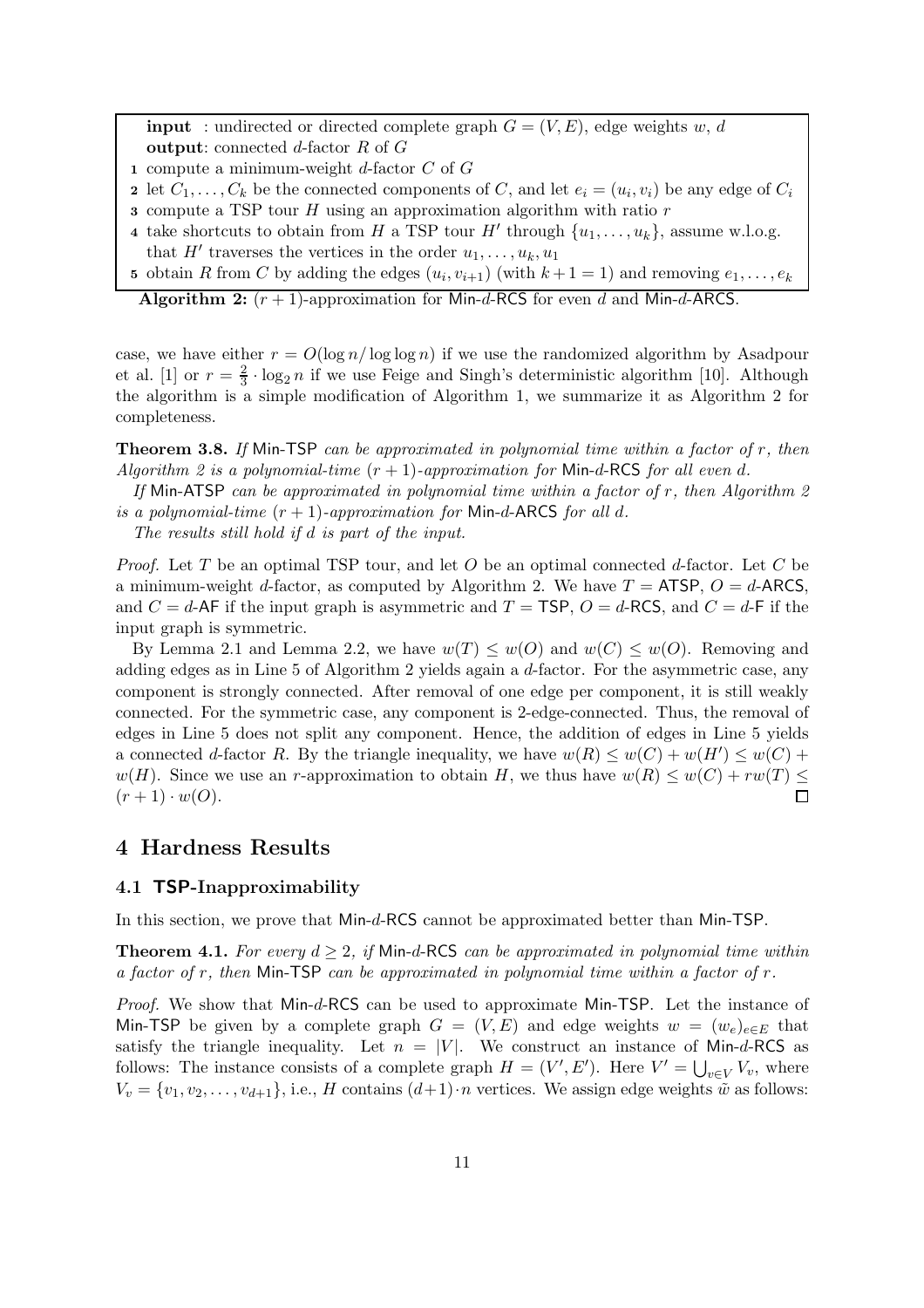**input** : undirected or directed complete graph $G = (V, E)$, edge weights $w$, $d$
**output**: connected $d$-factor $R$ of $G$

1. compute a minimum-weight $d$-factor $C$ of $G$
2. let $C_1, \ldots, C_k$ be the connected components of $C$, and let $e_i = (u_i, v_i)$ be any edge of $C_i$
3. compute a TSP tour $H$ using an approximation algorithm with ratio $r$
4. take shortcuts to obtain from $H$ a TSP tour $H'$ through $\{u_1, \ldots, u_k\}$, assume w.l.o.g. that $H'$ traverses the vertices in the order $u_1, \ldots, u_k, u_1$
5. obtain $R$ from $C$ by adding the edges $(u_i, v_{i+1})$ (with $k + 1 = 1$) and removing $e_1, \ldots, e_k$

**Algorithm 2:** $(r + 1)$-approximation for Min-$d$-RCS for even $d$ and Min-$d$-ARCS.

case, we have either $r = O(\log n / \log \log n)$ if we use the randomized algorithm by Asadpour et al. [1] or $r = \frac{2}{3} \cdot \log_2 n$ if we use Feige and Singh's deterministic algorithm [10]. Although the algorithm is a simple modification of Algorithm 1, we summarize it as Algorithm 2 for completeness.

**Theorem 3.8.** *If* Min-TSP *can be approximated in polynomial time within a factor of $r$, then Algorithm 2 is a polynomial-time $(r + 1)$-approximation for* Min-$d$-RCS *for all even $d$.*

*If* Min-ATSP *can be approximated in polynomial time within a factor of $r$, then Algorithm 2 is a polynomial-time $(r + 1)$-approximation for* Min-$d$-ARCS *for all $d$.*

*The results still hold if $d$ is part of the input.*

*Proof.* Let $T$ be an optimal TSP tour, and let $O$ be an optimal connected $d$-factor. Let $C$ be a minimum-weight $d$-factor, as computed by Algorithm 2. We have $T =$ ATSP, $O = d$-ARCS, and $C = d$-AF if the input graph is asymmetric and $T =$ TSP, $O = d$-RCS, and $C = d$-F if the input graph is symmetric.

By Lemma 2.1 and Lemma 2.2, we have $w(T) \leq w(O)$ and $w(C) \leq w(O)$. Removing and adding edges as in Line 5 of Algorithm 2 yields again a $d$-factor. For the asymmetric case, any component is strongly connected. After removal of one edge per component, it is still weakly connected. For the symmetric case, any component is 2-edge-connected. Thus, the removal of edges in Line 5 does not split any component. Hence, the addition of edges in Line 5 yields a connected $d$-factor $R$. By the triangle inequality, we have $w(R) \leq w(C) + w(H') \leq w(C) + w(H)$. Since we use an $r$-approximation to obtain $H$, we thus have $w(R) \leq w(C) + rw(T) \leq (r + 1) \cdot w(O)$. ∎

# 4 Hardness Results

## 4.1 TSP-Inapproximability

In this section, we prove that Min-$d$-RCS cannot be approximated better than Min-TSP.

**Theorem 4.1.** *For every $d \geq 2$, if* Min-$d$-RCS *can be approximated in polynomial time within a factor of $r$, then* Min-TSP *can be approximated in polynomial time within a factor of $r$.*

*Proof.* We show that Min-$d$-RCS can be used to approximate Min-TSP. Let the instance of Min-TSP be given by a complete graph $G = (V, E)$ and edge weights $w = (w_e)_{e \in E}$ that satisfy the triangle inequality. Let $n = |V|$. We construct an instance of Min-$d$-RCS as follows: The instance consists of a complete graph $H = (V', E')$. Here $V' = \bigcup_{v \in V} V_v$, where $V_v = \{v_1, v_2, \ldots, v_{d+1}\}$, i.e., $H$ contains $(d+1) \cdot n$ vertices. We assign edge weights $\tilde{w}$ as follows: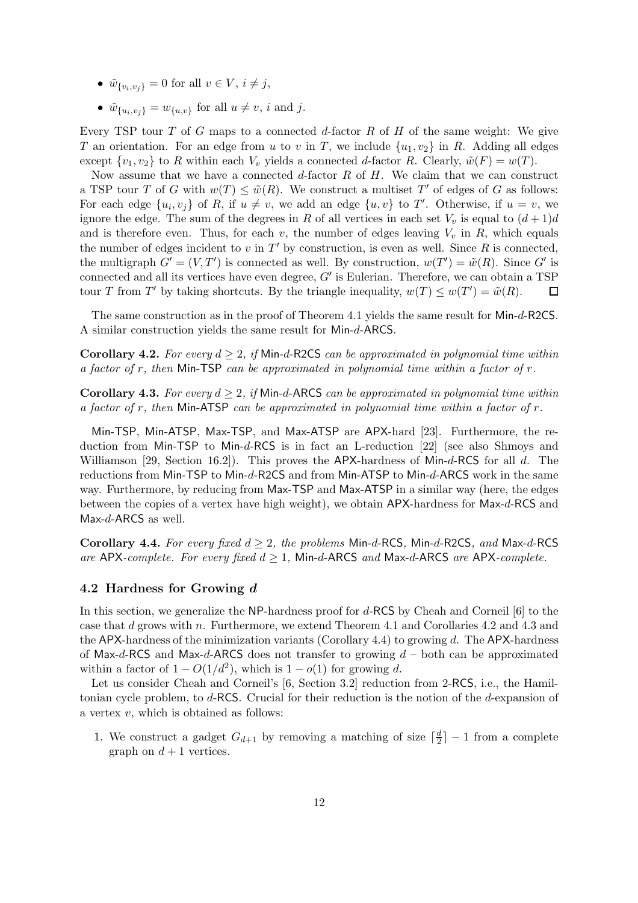- $\tilde{w}_{\{v_i,v_j\}} = 0$ for all $v \in V$, $i \neq j$,
- $\tilde{w}_{\{u_i,v_j\}} = w_{\{u,v\}}$ for all $u \neq v$, $i$ and $j$.

Every TSP tour $T$ of $G$ maps to a connected $d$-factor $R$ of $H$ of the same weight: We give $T$ an orientation. For an edge from $u$ to $v$ in $T$, we include $\{u_1, v_2\}$ in $R$. Adding all edges except $\{v_1, v_2\}$ to $R$ within each $V_v$ yields a connected $d$-factor $R$. Clearly, $\tilde{w}(F) = w(T)$.

Now assume that we have a connected $d$-factor $R$ of $H$. We claim that we can construct a TSP tour $T$ of $G$ with $w(T) \leq \tilde{w}(R)$. We construct a multiset $T'$ of edges of $G$ as follows: For each edge $\{u_i, v_j\}$ of $R$, if $u \neq v$, we add an edge $\{u, v\}$ to $T'$. Otherwise, if $u = v$, we ignore the edge. The sum of the degrees in $R$ of all vertices in each set $V_v$ is equal to $(d+1)d$ and is therefore even. Thus, for each $v$, the number of edges leaving $V_v$ in $R$, which equals the number of edges incident to $v$ in $T'$ by construction, is even as well. Since $R$ is connected, the multigraph $G' = (V, T')$ is connected as well. By construction, $w(T') = \tilde{w}(R)$. Since $G'$ is connected and all its vertices have even degree, $G'$ is Eulerian. Therefore, we can obtain a TSP tour $T$ from $T'$ by taking shortcuts. By the triangle inequality, $w(T) \leq w(T') = \tilde{w}(R)$. □

The same construction as in the proof of Theorem 4.1 yields the same result for Min-$d$-R2CS. A similar construction yields the same result for Min-$d$-ARCS.

**Corollary 4.2.** *For every $d \geq 2$, if Min-$d$-R2CS can be approximated in polynomial time within a factor of $r$, then Min-TSP can be approximated in polynomial time within a factor of $r$.*

**Corollary 4.3.** *For every $d \geq 2$, if Min-$d$-ARCS can be approximated in polynomial time within a factor of $r$, then Min-ATSP can be approximated in polynomial time within a factor of $r$.*

Min-TSP, Min-ATSP, Max-TSP, and Max-ATSP are APX-hard [23]. Furthermore, the reduction from Min-TSP to Min-$d$-RCS is in fact an L-reduction [22] (see also Shmoys and Williamson [29, Section 16.2]). This proves the APX-hardness of Min-$d$-RCS for all $d$. The reductions from Min-TSP to Min-$d$-R2CS and from Min-ATSP to Min-$d$-ARCS work in the same way. Furthermore, by reducing from Max-TSP and Max-ATSP in a similar way (here, the edges between the copies of a vertex have high weight), we obtain APX-hardness for Max-$d$-RCS and Max-$d$-ARCS as well.

**Corollary 4.4.** *For every fixed $d \geq 2$, the problems Min-$d$-RCS, Min-$d$-R2CS, and Max-$d$-RCS are APX-complete. For every fixed $d \geq 1$, Min-$d$-ARCS and Max-$d$-ARCS are APX-complete.*

### 4.2 Hardness for Growing $d$

In this section, we generalize the NP-hardness proof for $d$-RCS by Cheah and Corneil [6] to the case that $d$ grows with $n$. Furthermore, we extend Theorem 4.1 and Corollaries 4.2 and 4.3 and the APX-hardness of the minimization variants (Corollary 4.4) to growing $d$. The APX-hardness of Max-$d$-RCS and Max-$d$-ARCS does not transfer to growing $d$ – both can be approximated within a factor of $1 - O(1/d^2)$, which is $1 - o(1)$ for growing $d$.

Let us consider Cheah and Corneil's [6, Section 3.2] reduction from 2-RCS, i.e., the Hamiltonian cycle problem, to $d$-RCS. Crucial for their reduction is the notion of the $d$-expansion of a vertex $v$, which is obtained as follows:

1. We construct a gadget $G_{d+1}$ by removing a matching of size $\lceil \frac{d}{2} \rceil - 1$ from a complete graph on $d + 1$ vertices.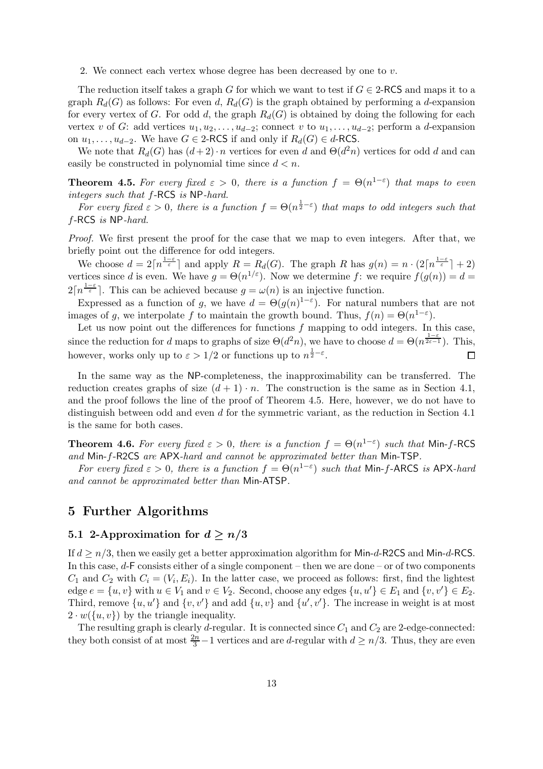2. We connect each vertex whose degree has been decreased by one to $v$.

The reduction itself takes a graph $G$ for which we want to test if $G \in 2$-RCS and maps it to a graph $R_d(G)$ as follows: For even $d$, $R_d(G)$ is the graph obtained by performing a $d$-expansion for every vertex of $G$. For odd $d$, the graph $R_d(G)$ is obtained by doing the following for each vertex $v$ of $G$: add vertices $u_1, u_2, \ldots, u_{d-2}$; connect $v$ to $u_1, \ldots, u_{d-2}$; perform a $d$-expansion on $u_1, \ldots, u_{d-2}$. We have $G \in 2$-RCS if and only if $R_d(G) \in d$-RCS.

We note that $R_d(G)$ has $(d+2) \cdot n$ vertices for even $d$ and $\Theta(d^2 n)$ vertices for odd $d$ and can easily be constructed in polynomial time since $d < n$.

**Theorem 4.5.** *For every fixed $\varepsilon > 0$, there is a function $f = \Theta(n^{1-\varepsilon})$ that maps to even integers such that $f$-RCS is NP-hard.*

*For every fixed $\varepsilon > 0$, there is a function $f = \Theta(n^{\frac{1}{2}-\varepsilon})$ that maps to odd integers such that $f$-RCS is NP-hard.*

*Proof.* We first present the proof for the case that we map to even integers. After that, we briefly point out the difference for odd integers.

We choose $d = 2\lceil n^{\frac{1-\varepsilon}{\varepsilon}} \rceil$ and apply $R = R_d(G)$. The graph $R$ has $g(n) = n \cdot (2\lceil n^{\frac{1-\varepsilon}{\varepsilon}} \rceil + 2)$ vertices since $d$ is even. We have $g = \Theta(n^{1/\varepsilon})$. Now we determine $f$: we require $f(g(n)) = d = 2\lceil n^{\frac{1-\varepsilon}{\varepsilon}} \rceil$. This can be achieved because $g = \omega(n)$ is an injective function.

Expressed as a function of $g$, we have $d = \Theta(g(n)^{1-\varepsilon})$. For natural numbers that are not images of $g$, we interpolate $f$ to maintain the growth bound. Thus, $f(n) = \Theta(n^{1-\varepsilon})$.

Let us now point out the differences for functions $f$ mapping to odd integers. In this case, since the reduction for $d$ maps to graphs of size $\Theta(d^2 n)$, we have to choose $d = \Theta(n^{\frac{1-\varepsilon}{2\varepsilon-1}})$. This, however, works only up to $\varepsilon > 1/2$ or functions up to $n^{\frac{1}{2}-\varepsilon}$. $\square$

In the same way as the NP-completeness, the inapproximability can be transferred. The reduction creates graphs of size $(d+1) \cdot n$. The construction is the same as in Section 4.1, and the proof follows the line of the proof of Theorem 4.5. Here, however, we do not have to distinguish between odd and even $d$ for the symmetric variant, as the reduction in Section 4.1 is the same for both cases.

**Theorem 4.6.** *For every fixed $\varepsilon > 0$, there is a function $f = \Theta(n^{1-\varepsilon})$ such that Min-$f$-RCS and Min-$f$-R2CS are APX-hard and cannot be approximated better than Min-TSP.*

*For every fixed $\varepsilon > 0$, there is a function $f = \Theta(n^{1-\varepsilon})$ such that Min-$f$-ARCS is APX-hard and cannot be approximated better than Min-ATSP.*

# 5 Further Algorithms

## 5.1 2-Approximation for $d \geq n/3$

If $d \geq n/3$, then we easily get a better approximation algorithm for Min-$d$-R2CS and Min-$d$-RCS. In this case, $d$-F consists either of a single component – then we are done – or of two components $C_1$ and $C_2$ with $C_i = (V_i, E_i)$. In the latter case, we proceed as follows: first, find the lightest edge $e = \{u, v\}$ with $u \in V_1$ and $v \in V_2$. Second, choose any edges $\{u, u'\} \in E_1$ and $\{v, v'\} \in E_2$. Third, remove $\{u, u'\}$ and $\{v, v'\}$ and add $\{u, v\}$ and $\{u', v'\}$. The increase in weight is at most $2 \cdot w(\{u, v\})$ by the triangle inequality.

The resulting graph is clearly $d$-regular. It is connected since $C_1$ and $C_2$ are 2-edge-connected: they both consist of at most $\frac{2n}{3} - 1$ vertices and are $d$-regular with $d \geq n/3$. Thus, they are even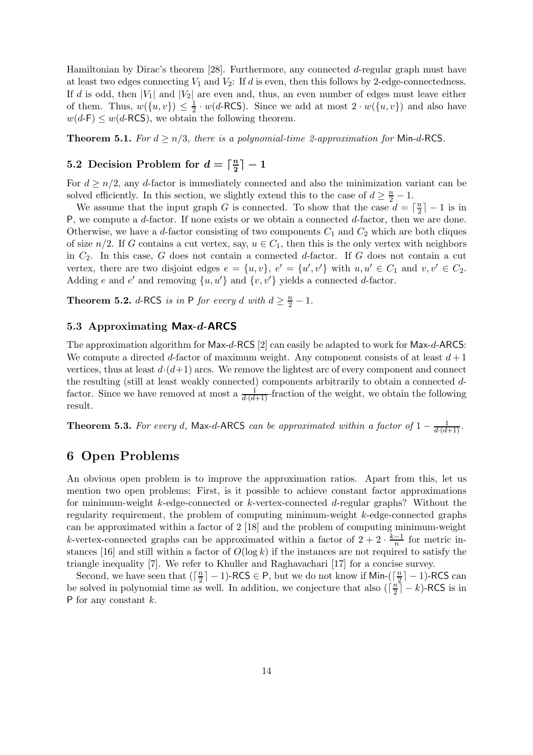Hamiltonian by Dirac's theorem [28]. Furthermore, any connected $d$-regular graph must have at least two edges connecting $V_1$ and $V_2$: If $d$ is even, then this follows by 2-edge-connectedness. If $d$ is odd, then $|V_1|$ and $|V_2|$ are even and, thus, an even number of edges must leave either of them. Thus, $w(\{u, v\}) \leq \frac{1}{2} \cdot w(d\text{-RCS})$. Since we add at most $2 \cdot w(\{u, v\})$ and also have $w(d\text{-F}) \leq w(d\text{-RCS})$, we obtain the following theorem.

**Theorem 5.1.** *For $d \geq n/3$, there is a polynomial-time 2-approximation for Min-$d$-RCS.*

## 5.2 Decision Problem for $d = \lceil \frac{n}{2} \rceil - 1$

For $d \geq n/2$, any $d$-factor is immediately connected and also the minimization variant can be solved efficiently. In this section, we slightly extend this to the case of $d \geq \frac{n}{2} - 1$.

We assume that the input graph $G$ is connected. To show that the case $d = \lceil \frac{n}{2} \rceil - 1$ is in P, we compute a $d$-factor. If none exists or we obtain a connected $d$-factor, then we are done. Otherwise, we have a $d$-factor consisting of two components $C_1$ and $C_2$ which are both cliques of size $n/2$. If $G$ contains a cut vertex, say, $u \in C_1$, then this is the only vertex with neighbors in $C_2$. In this case, $G$ does not contain a connected $d$-factor. If $G$ does not contain a cut vertex, there are two disjoint edges $e = \{u, v\}$, $e' = \{u', v'\}$ with $u, u' \in C_1$ and $v, v' \in C_2$. Adding $e$ and $e'$ and removing $\{u, u'\}$ and $\{v, v'\}$ yields a connected $d$-factor.

**Theorem 5.2.** *$d$-RCS is in P for every $d$ with $d \geq \frac{n}{2} - 1$.*

### 5.3 Approximating Max-$d$-ARCS

The approximation algorithm for Max-$d$-RCS [2] can easily be adapted to work for Max-$d$-ARCS: We compute a directed $d$-factor of maximum weight. Any component consists of at least $d+1$ vertices, thus at least $d \cdot (d+1)$ arcs. We remove the lightest arc of every component and connect the resulting (still at least weakly connected) components arbitrarily to obtain a connected $d$-factor. Since we have removed at most a $\frac{1}{d \cdot (d+1)}$-fraction of the weight, we obtain the following result.

**Theorem 5.3.** *For every $d$, Max-$d$-ARCS can be approximated within a factor of $1 - \frac{1}{d \cdot (d+1)}$.*

# 6 Open Problems

An obvious open problem is to improve the approximation ratios. Apart from this, let us mention two open problems: First, is it possible to achieve constant factor approximations for minimum-weight $k$-edge-connected or $k$-vertex-connected $d$-regular graphs? Without the regularity requirement, the problem of computing minimum-weight $k$-edge-connected graphs can be approximated within a factor of 2 [18] and the problem of computing minimum-weight $k$-vertex-connected graphs can be approximated within a factor of $2 + 2 \cdot \frac{k-1}{n}$ for metric instances [16] and still within a factor of $O(\log k)$ if the instances are not required to satisfy the triangle inequality [7]. We refer to Khuller and Raghavachari [17] for a concise survey.

Second, we have seen that $(\lceil \frac{n}{2} \rceil - 1)$-RCS $\in$ P, but we do not know if Min-$(\lceil \frac{n}{2} \rceil - 1)$-RCS can be solved in polynomial time as well. In addition, we conjecture that also $(\lceil \frac{n}{2} \rceil - k)$-RCS is in P for any constant $k$.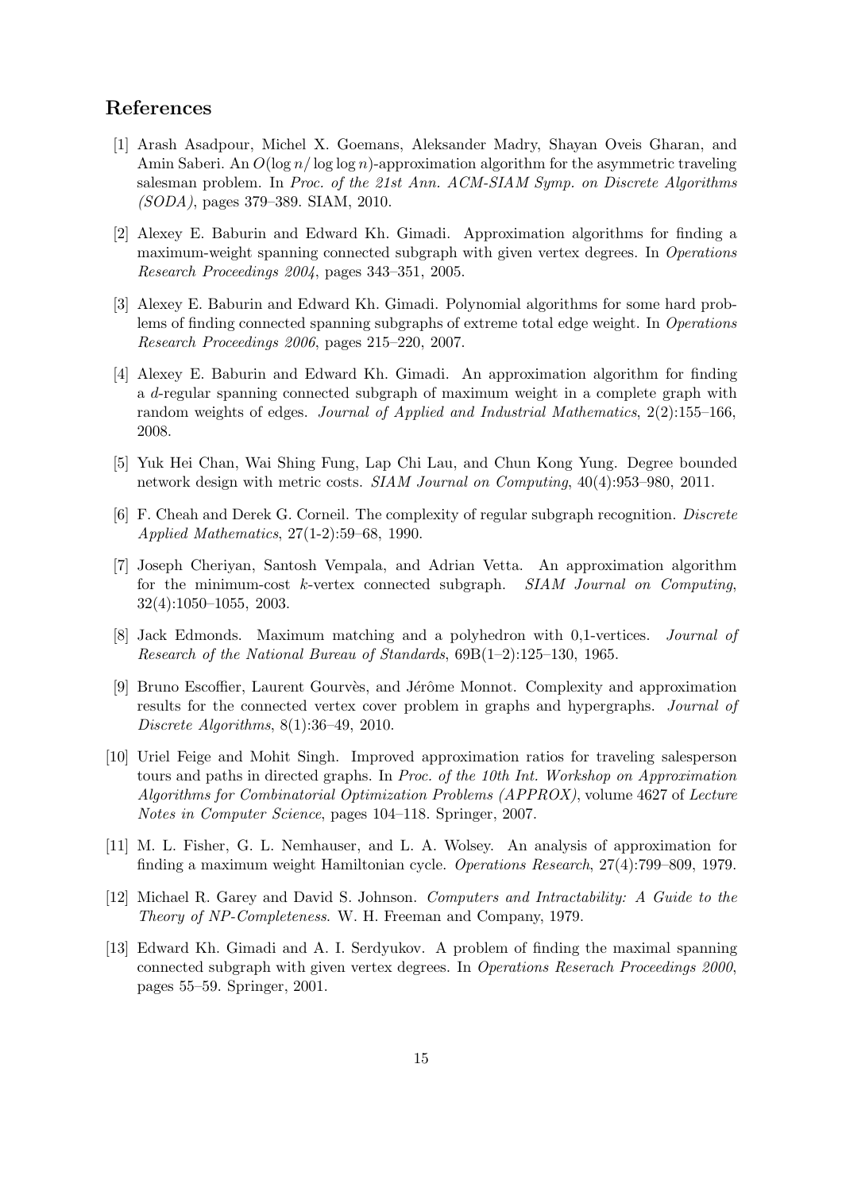## References

[1] Arash Asadpour, Michel X. Goemans, Aleksander Madry, Shayan Oveis Gharan, and Amin Saberi. An $O(\log n/\log\log n)$-approximation algorithm for the asymmetric traveling salesman problem. In *Proc. of the 21st Ann. ACM-SIAM Symp. on Discrete Algorithms (SODA)*, pages 379–389. SIAM, 2010.

[2] Alexey E. Baburin and Edward Kh. Gimadi. Approximation algorithms for finding a maximum-weight spanning connected subgraph with given vertex degrees. In *Operations Research Proceedings 2004*, pages 343–351, 2005.

[3] Alexey E. Baburin and Edward Kh. Gimadi. Polynomial algorithms for some hard problems of finding connected spanning subgraphs of extreme total edge weight. In *Operations Research Proceedings 2006*, pages 215–220, 2007.

[4] Alexey E. Baburin and Edward Kh. Gimadi. An approximation algorithm for finding a $d$-regular spanning connected subgraph of maximum weight in a complete graph with random weights of edges. *Journal of Applied and Industrial Mathematics*, 2(2):155–166, 2008.

[5] Yuk Hei Chan, Wai Shing Fung, Lap Chi Lau, and Chun Kong Yung. Degree bounded network design with metric costs. *SIAM Journal on Computing*, 40(4):953–980, 2011.

[6] F. Cheah and Derek G. Corneil. The complexity of regular subgraph recognition. *Discrete Applied Mathematics*, 27(1-2):59–68, 1990.

[7] Joseph Cheriyan, Santosh Vempala, and Adrian Vetta. An approximation algorithm for the minimum-cost $k$-vertex connected subgraph. *SIAM Journal on Computing*, 32(4):1050–1055, 2003.

[8] Jack Edmonds. Maximum matching and a polyhedron with 0,1-vertices. *Journal of Research of the National Bureau of Standards*, 69B(1–2):125–130, 1965.

[9] Bruno Escoffier, Laurent Gourvès, and Jérôme Monnot. Complexity and approximation results for the connected vertex cover problem in graphs and hypergraphs. *Journal of Discrete Algorithms*, 8(1):36–49, 2010.

[10] Uriel Feige and Mohit Singh. Improved approximation ratios for traveling salesperson tours and paths in directed graphs. In *Proc. of the 10th Int. Workshop on Approximation Algorithms for Combinatorial Optimization Problems (APPROX)*, volume 4627 of *Lecture Notes in Computer Science*, pages 104–118. Springer, 2007.

[11] M. L. Fisher, G. L. Nemhauser, and L. A. Wolsey. An analysis of approximation for finding a maximum weight Hamiltonian cycle. *Operations Research*, 27(4):799–809, 1979.

[12] Michael R. Garey and David S. Johnson. *Computers and Intractability: A Guide to the Theory of NP-Completeness*. W. H. Freeman and Company, 1979.

[13] Edward Kh. Gimadi and A. I. Serdyukov. A problem of finding the maximal spanning connected subgraph with given vertex degrees. In *Operations Reserach Proceedings 2000*, pages 55–59. Springer, 2001.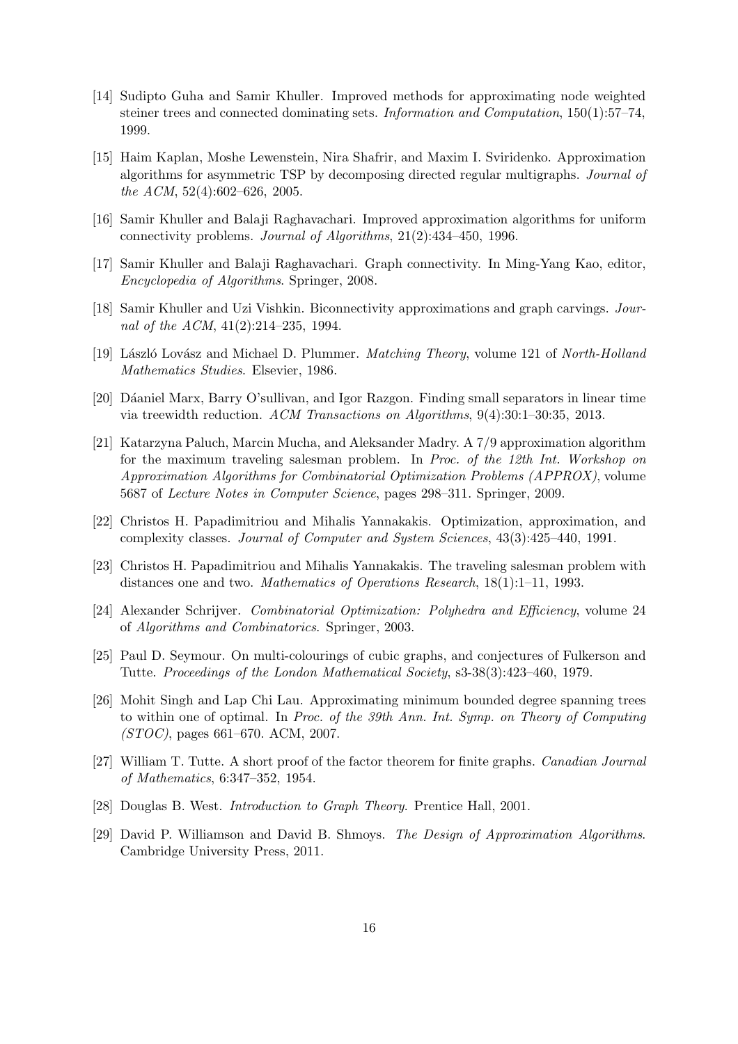[14] Sudipto Guha and Samir Khuller. Improved methods for approximating node weighted steiner trees and connected dominating sets. *Information and Computation*, 150(1):57–74, 1999.

[15] Haim Kaplan, Moshe Lewenstein, Nira Shafrir, and Maxim I. Sviridenko. Approximation algorithms for asymmetric TSP by decomposing directed regular multigraphs. *Journal of the ACM*, 52(4):602–626, 2005.

[16] Samir Khuller and Balaji Raghavachari. Improved approximation algorithms for uniform connectivity problems. *Journal of Algorithms*, 21(2):434–450, 1996.

[17] Samir Khuller and Balaji Raghavachari. Graph connectivity. In Ming-Yang Kao, editor, *Encyclopedia of Algorithms*. Springer, 2008.

[18] Samir Khuller and Uzi Vishkin. Biconnectivity approximations and graph carvings. *Journal of the ACM*, 41(2):214–235, 1994.

[19] László Lovász and Michael D. Plummer. *Matching Theory*, volume 121 of *North-Holland Mathematics Studies*. Elsevier, 1986.

[20] Dáaniel Marx, Barry O'sullivan, and Igor Razgon. Finding small separators in linear time via treewidth reduction. *ACM Transactions on Algorithms*, 9(4):30:1–30:35, 2013.

[21] Katarzyna Paluch, Marcin Mucha, and Aleksander Madry. A 7/9 approximation algorithm for the maximum traveling salesman problem. In *Proc. of the 12th Int. Workshop on Approximation Algorithms for Combinatorial Optimization Problems (APPROX)*, volume 5687 of *Lecture Notes in Computer Science*, pages 298–311. Springer, 2009.

[22] Christos H. Papadimitriou and Mihalis Yannakakis. Optimization, approximation, and complexity classes. *Journal of Computer and System Sciences*, 43(3):425–440, 1991.

[23] Christos H. Papadimitriou and Mihalis Yannakakis. The traveling salesman problem with distances one and two. *Mathematics of Operations Research*, 18(1):1–11, 1993.

[24] Alexander Schrijver. *Combinatorial Optimization: Polyhedra and Efficiency*, volume 24 of *Algorithms and Combinatorics*. Springer, 2003.

[25] Paul D. Seymour. On multi-colourings of cubic graphs, and conjectures of Fulkerson and Tutte. *Proceedings of the London Mathematical Society*, s3-38(3):423–460, 1979.

[26] Mohit Singh and Lap Chi Lau. Approximating minimum bounded degree spanning trees to within one of optimal. In *Proc. of the 39th Ann. Int. Symp. on Theory of Computing (STOC)*, pages 661–670. ACM, 2007.

[27] William T. Tutte. A short proof of the factor theorem for finite graphs. *Canadian Journal of Mathematics*, 6:347–352, 1954.

[28] Douglas B. West. *Introduction to Graph Theory*. Prentice Hall, 2001.

[29] David P. Williamson and David B. Shmoys. *The Design of Approximation Algorithms*. Cambridge University Press, 2011.